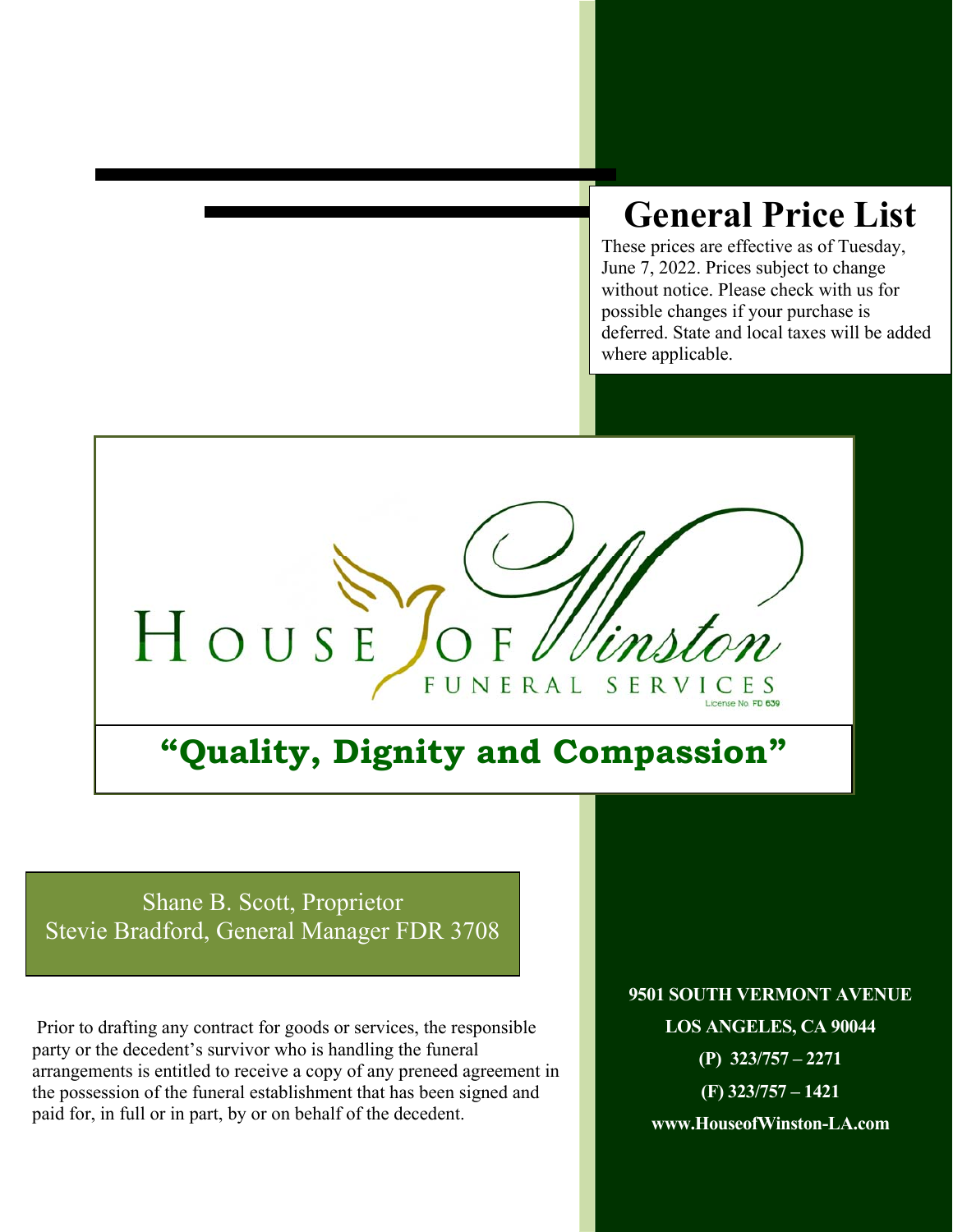# General Price List

These prices are effective as of Tuesday, June 7, 2022. Prices subject to change without notice. Please check with us for possible changes if your purchase is deferred. State and local taxes will be added where applicable.

House of Winston
FUNERAL SERVICES
License No. FD 639

## "Quality, Dignity and Compassion"

Shane B. Scott, Proprietor
Stevie Bradford, General Manager FDR 3708

Prior to drafting any contract for goods or services, the responsible party or the decedent's survivor who is handling the funeral arrangements is entitled to receive a copy of any preneed agreement in the possession of the funeral establishment that has been signed and paid for, in full or in part, by or on behalf of the decedent.

**9501 SOUTH VERMONT AVENUE**
**LOS ANGELES, CA 90044**
**(P) 323/757 – 2271**
**(F) 323/757 – 1421**
**www.HouseofWinston-LA.com**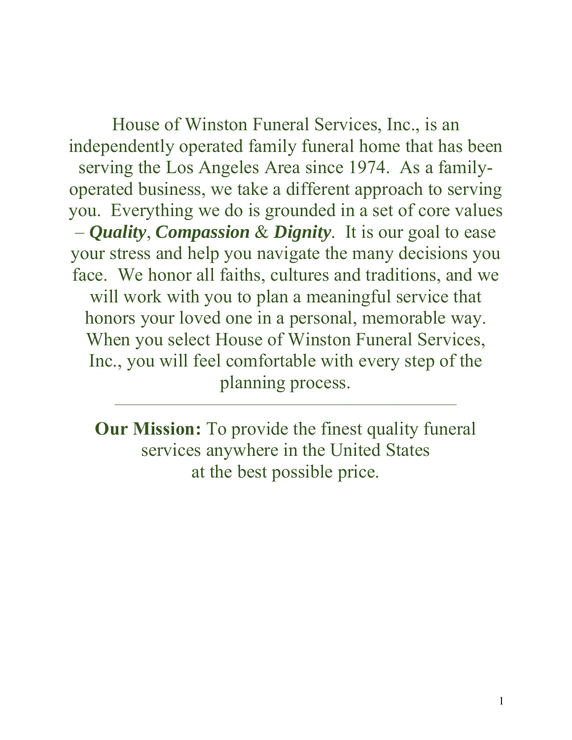House of Winston Funeral Services, Inc., is an independently operated family funeral home that has been serving the Los Angeles Area since 1974. As a family-operated business, we take a different approach to serving you. Everything we do is grounded in a set of core values – ***Quality***, ***Compassion*** & ***Dignity***. It is our goal to ease your stress and help you navigate the many decisions you face. We honor all faiths, cultures and traditions, and we will work with you to plan a meaningful service that honors your loved one in a personal, memorable way. When you select House of Winston Funeral Services, Inc., you will feel comfortable with every step of the planning process.

---

**Our Mission:** To provide the finest quality funeral services anywhere in the United States at the best possible price.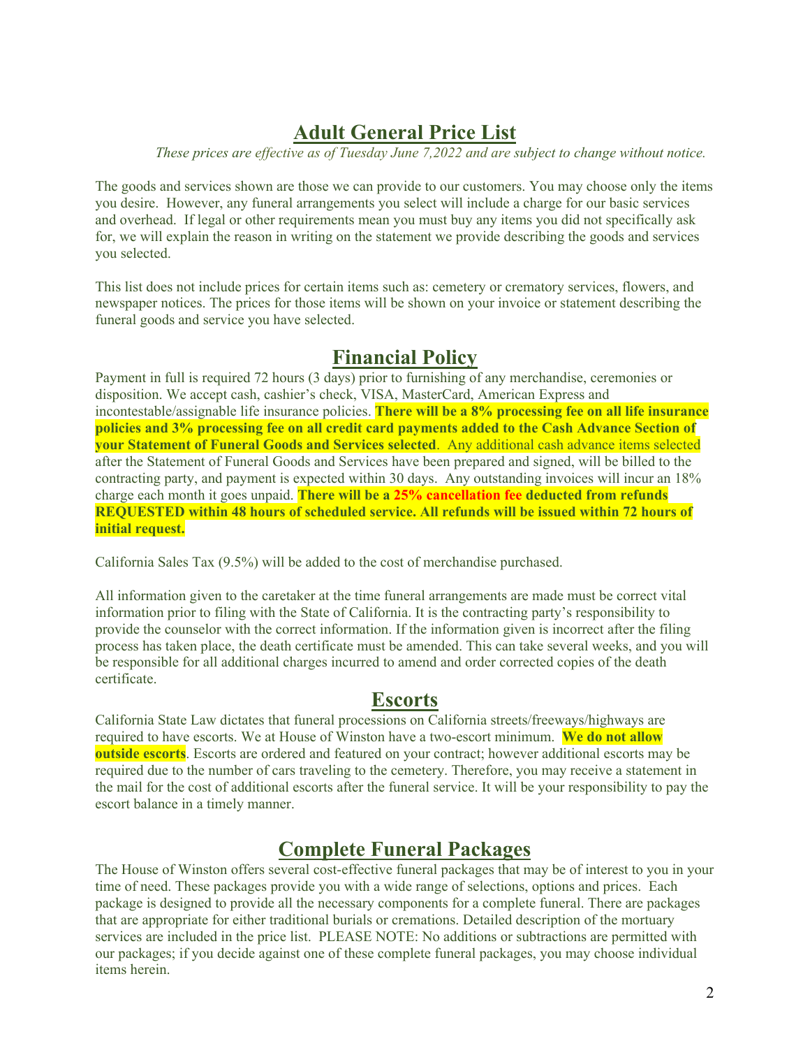# Adult General Price List

*These prices are effective as of Tuesday June 7,2022 and are subject to change without notice.*

The goods and services shown are those we can provide to our customers. You may choose only the items you desire. However, any funeral arrangements you select will include a charge for our basic services and overhead. If legal or other requirements mean you must buy any items you did not specifically ask for, we will explain the reason in writing on the statement we provide describing the goods and services you selected.

This list does not include prices for certain items such as: cemetery or crematory services, flowers, and newspaper notices. The prices for those items will be shown on your invoice or statement describing the funeral goods and service you have selected.

## Financial Policy

Payment in full is required 72 hours (3 days) prior to furnishing of any merchandise, ceremonies or disposition. We accept cash, cashier's check, VISA, MasterCard, American Express and incontestable/assignable life insurance policies. **There will be a 8% processing fee on all life insurance policies and 3% processing fee on all credit card payments added to the Cash Advance Section of your Statement of Funeral Goods and Services selected**. Any additional cash advance items selected after the Statement of Funeral Goods and Services have been prepared and signed, will be billed to the contracting party, and payment is expected within 30 days. Any outstanding invoices will incur an 18% charge each month it goes unpaid. **There will be a 25% cancellation fee deducted from refunds REQUESTED within 48 hours of scheduled service. All refunds will be issued within 72 hours of initial request.**

California Sales Tax (9.5%) will be added to the cost of merchandise purchased.

All information given to the caretaker at the time funeral arrangements are made must be correct vital information prior to filing with the State of California. It is the contracting party's responsibility to provide the counselor with the correct information. If the information given is incorrect after the filing process has taken place, the death certificate must be amended. This can take several weeks, and you will be responsible for all additional charges incurred to amend and order corrected copies of the death certificate.

## Escorts

California State Law dictates that funeral processions on California streets/freeways/highways are required to have escorts. We at House of Winston have a two-escort minimum. **We do not allow outside escorts**. Escorts are ordered and featured on your contract; however additional escorts may be required due to the number of cars traveling to the cemetery. Therefore, you may receive a statement in the mail for the cost of additional escorts after the funeral service. It will be your responsibility to pay the escort balance in a timely manner.

## Complete Funeral Packages

The House of Winston offers several cost-effective funeral packages that may be of interest to you in your time of need. These packages provide you with a wide range of selections, options and prices. Each package is designed to provide all the necessary components for a complete funeral. There are packages that are appropriate for either traditional burials or cremations. Detailed description of the mortuary services are included in the price list. PLEASE NOTE: No additions or subtractions are permitted with our packages; if you decide against one of these complete funeral packages, you may choose individual items herein.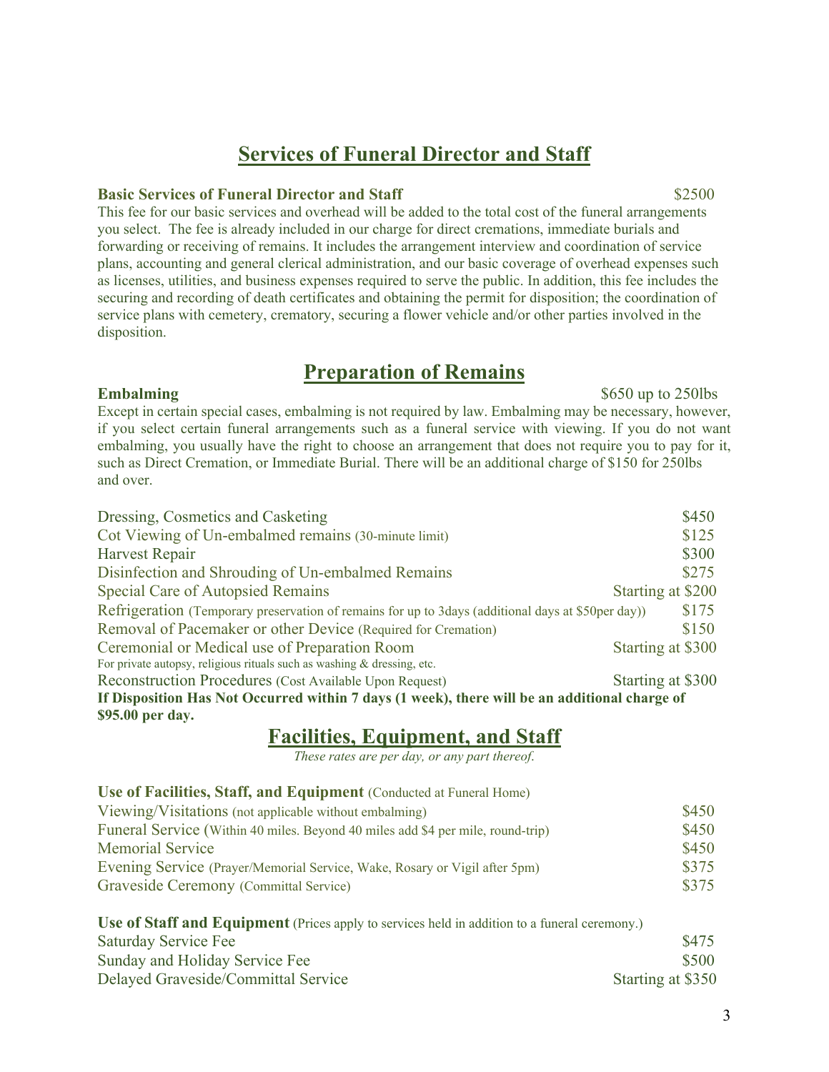## Services of Funeral Director and Staff

**Basic Services of Funeral Director and Staff** $2500

This fee for our basic services and overhead will be added to the total cost of the funeral arrangements you select. The fee is already included in our charge for direct cremations, immediate burials and forwarding or receiving of remains. It includes the arrangement interview and coordination of service plans, accounting and general clerical administration, and our basic coverage of overhead expenses such as licenses, utilities, and business expenses required to serve the public. In addition, this fee includes the securing and recording of death certificates and obtaining the permit for disposition; the coordination of service plans with cemetery, crematory, securing a flower vehicle and/or other parties involved in the disposition.

## Preparation of Remains

**Embalming** $650 up to 250lbs

Except in certain special cases, embalming is not required by law. Embalming may be necessary, however, if you select certain funeral arrangements such as a funeral service with viewing. If you do not want embalming, you usually have the right to choose an arrangement that does not require you to pay for it, such as Direct Cremation, or Immediate Burial. There will be an additional charge of $150 for 250lbs and over.

| Service | Price |
|---|---|
| Dressing, Cosmetics and Casketing | $450 |
| Cot Viewing of Un-embalmed remains (30-minute limit) | $125 |
| Harvest Repair | $300 |
| Disinfection and Shrouding of Un-embalmed Remains | $275 |
| Special Care of Autopsied Remains | Starting at $200 |
| Refrigeration (Temporary preservation of remains for up to 3days (additional days at $50per day)) | $175 |
| Removal of Pacemaker or other Device (Required for Cremation) | $150 |
| Ceremonial or Medical use of Preparation Room<br>For private autopsy, religious rituals such as washing & dressing, etc. | Starting at $300 |
| Reconstruction Procedures (Cost Available Upon Request) | Starting at $300 |

**If Disposition Has Not Occurred within 7 days (1 week), there will be an additional charge of $95.00 per day.**

## Facilities, Equipment, and Staff

*These rates are per day, or any part thereof.*

**Use of Facilities, Staff, and Equipment** (Conducted at Funeral Home)

| Service | Price |
|---|---|
| Viewing/Visitations (not applicable without embalming) | $450 |
| Funeral Service (Within 40 miles. Beyond 40 miles add $4 per mile, round-trip) | $450 |
| Memorial Service | $450 |
| Evening Service (Prayer/Memorial Service, Wake, Rosary or Vigil after 5pm) | $375 |
| Graveside Ceremony (Committal Service) | $375 |

**Use of Staff and Equipment** (Prices apply to services held in addition to a funeral ceremony.)

| Service | Price |
|---|---|
| Saturday Service Fee | $475 |
| Sunday and Holiday Service Fee | $500 |
| Delayed Graveside/Committal Service | Starting at $350 |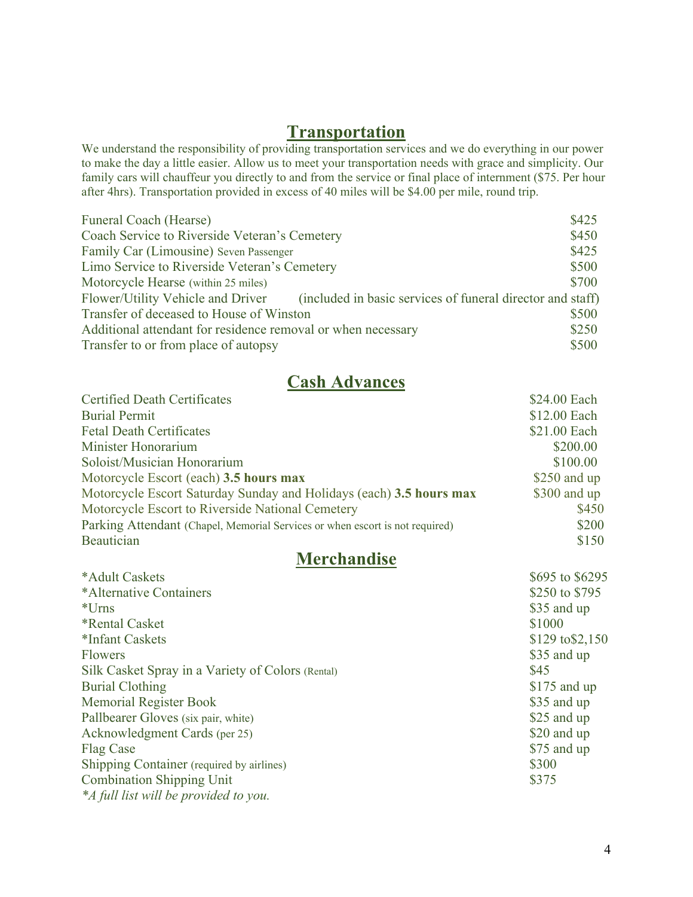## Transportation

We understand the responsibility of providing transportation services and we do everything in our power to make the day a little easier. Allow us to meet your transportation needs with grace and simplicity. Our family cars will chauffeur you directly to and from the service or final place of internment ($75. Per hour after 4hrs). Transportation provided in excess of 40 miles will be $4.00 per mile, round trip.

| | |
|---|---|
| Funeral Coach (Hearse) | $425 |
| Coach Service to Riverside Veteran's Cemetery | $450 |
| Family Car (Limousine) Seven Passenger | $425 |
| Limo Service to Riverside Veteran's Cemetery | $500 |
| Motorcycle Hearse (within 25 miles) | $700 |
| Flower/Utility Vehicle and Driver | (included in basic services of funeral director and staff) |
| Transfer of deceased to House of Winston | $500 |
| Additional attendant for residence removal or when necessary | $250 |
| Transfer to or from place of autopsy | $500 |

## Cash Advances

| | |
|---|---|
| Certified Death Certificates | $24.00 Each |
| Burial Permit | $12.00 Each |
| Fetal Death Certificates | $21.00 Each |
| Minister Honorarium | $200.00 |
| Soloist/Musician Honorarium | $100.00 |
| Motorcycle Escort (each) **3.5 hours max** | $250 and up |
| Motorcycle Escort Saturday Sunday and Holidays (each) **3.5 hours max** | $300 and up |
| Motorcycle Escort to Riverside National Cemetery | $450 |
| Parking Attendant (Chapel, Memorial Services or when escort is not required) | $200 |
| Beautician | $150 |

## Merchandise

| | |
|---|---|
| *Adult Caskets | $695 to $6295 |
| *Alternative Containers | $250 to $795 |
| *Urns | $35 and up |
| *Rental Casket | $1000 |
| *Infant Caskets | $129 to$2,150 |
| Flowers | $35 and up |
| Silk Casket Spray in a Variety of Colors (Rental) | $45 |
| Burial Clothing | $175 and up |
| Memorial Register Book | $35 and up |
| Pallbearer Gloves (six pair, white) | $25 and up |
| Acknowledgment Cards (per 25) | $20 and up |
| Flag Case | $75 and up |
| Shipping Container (required by airlines) | $300 |
| Combination Shipping Unit | $375 |

*\*A full list will be provided to you.*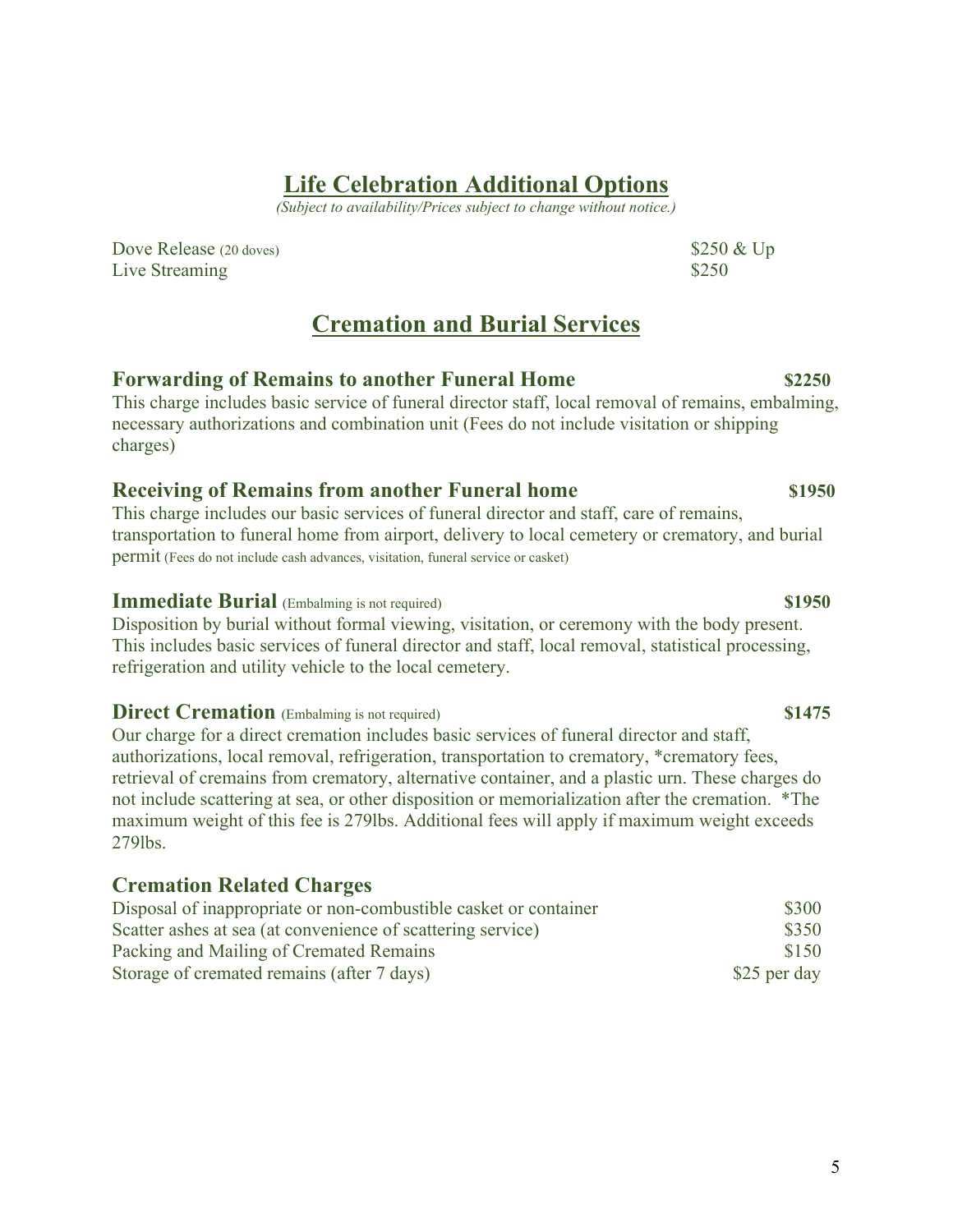## Life Celebration Additional Options

*(Subject to availability/Prices subject to change without notice.)*

| | |
|---|---|
| Dove Release (20 doves) | $250 & Up |
| Live Streaming | $250 |

## Cremation and Burial Services

### Forwarding of Remains to another Funeral Home — $2250

This charge includes basic service of funeral director staff, local removal of remains, embalming, necessary authorizations and combination unit (Fees do not include visitation or shipping charges)

### Receiving of Remains from another Funeral home — $1950

This charge includes our basic services of funeral director and staff, care of remains, transportation to funeral home from airport, delivery to local cemetery or crematory, and burial permit (Fees do not include cash advances, visitation, funeral service or casket)

### Immediate Burial (Embalming is not required) — $1950

Disposition by burial without formal viewing, visitation, or ceremony with the body present. This includes basic services of funeral director and staff, local removal, statistical processing, refrigeration and utility vehicle to the local cemetery.

### Direct Cremation (Embalming is not required) — $1475

Our charge for a direct cremation includes basic services of funeral director and staff, authorizations, local removal, refrigeration, transportation to crematory, *crematory fees, retrieval of cremains from crematory, alternative container, and a plastic urn. These charges do not include scattering at sea, or other disposition or memorialization after the cremation. *The maximum weight of this fee is 279lbs. Additional fees will apply if maximum weight exceeds 279lbs.

### Cremation Related Charges

| | |
|---|---|
| Disposal of inappropriate or non-combustible casket or container | $300 |
| Scatter ashes at sea (at convenience of scattering service) | $350 |
| Packing and Mailing of Cremated Remains | $150 |
| Storage of cremated remains (after 7 days) | $25 per day |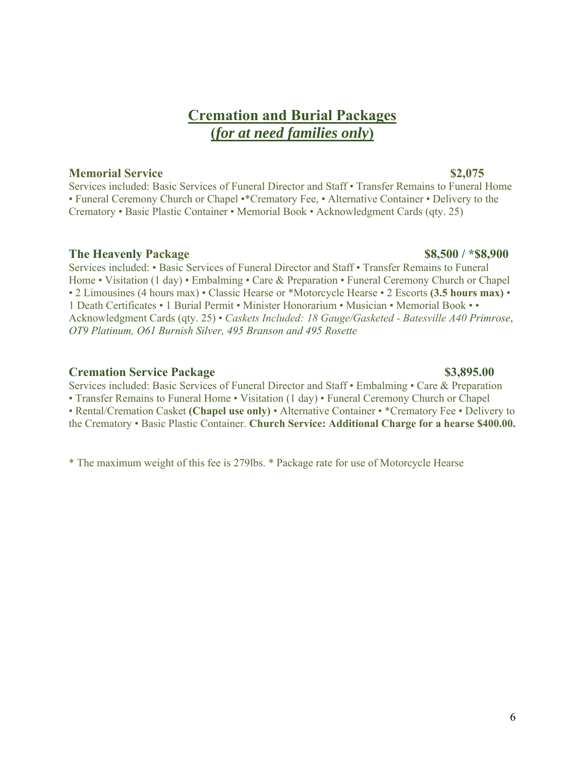# **Cremation and Burial Packages**
## **(*for at need families only*)**

**Memorial Service** **$2,075**

Services included: Basic Services of Funeral Director and Staff • Transfer Remains to Funeral Home • Funeral Ceremony Church or Chapel •*Crematory Fee, • Alternative Container • Delivery to the Crematory • Basic Plastic Container • Memorial Book • Acknowledgment Cards (qty. 25)

**The Heavenly Package** **$8,500 / *$8,900**

Services included: • Basic Services of Funeral Director and Staff • Transfer Remains to Funeral Home • Visitation (1 day) • Embalming • Care & Preparation • Funeral Ceremony Church or Chapel • 2 Limousines (4 hours max) • Classic Hearse or *Motorcycle Hearse • 2 Escorts **(3.5 hours max)** • 1 Death Certificates • 1 Burial Permit • Minister Honorarium • Musician • Memorial Book • • Acknowledgment Cards (qty. 25) • *Caskets Included: 18 Gauge/Gasketed - Batesville A40 Primrose*, *OT9 Platinum, O61 Burnish Silver, 495 Branson and 495 Rosette*

**Cremation Service Package** **$3,895.00**

Services included: Basic Services of Funeral Director and Staff • Embalming • Care & Preparation • Transfer Remains to Funeral Home • Visitation (1 day) • Funeral Ceremony Church or Chapel • Rental/Cremation Casket **(Chapel use only)** • Alternative Container • *Crematory Fee • Delivery to the Crematory • Basic Plastic Container. **Church Service: Additional Charge for a hearse $400.00.**

* The maximum weight of this fee is 279lbs. * Package rate for use of Motorcycle Hearse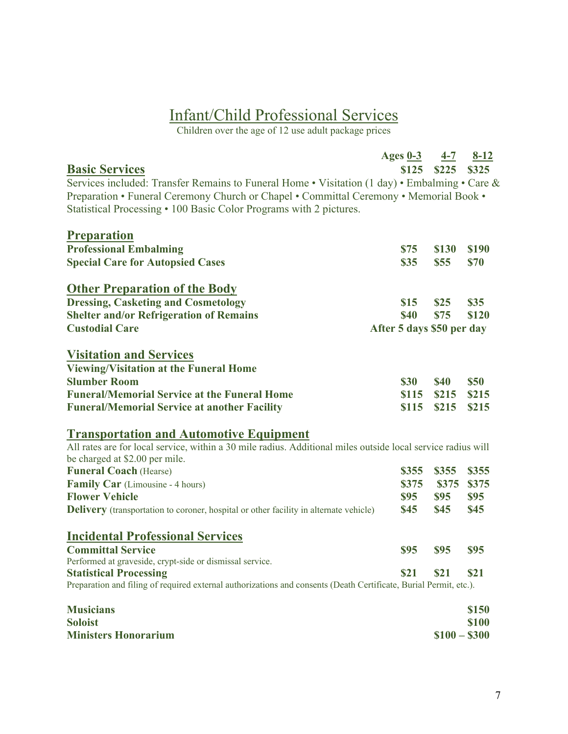# Infant/Child Professional Services

Children over the age of 12 use adult package prices

| | Ages 0-3 | 4-7 | 8-12 |
|---|---|---|---|
| **Basic Services** | **$125** | **$225** | **$325** |

Services included: Transfer Remains to Funeral Home • Visitation (1 day) • Embalming • Care & Preparation • Funeral Ceremony Church or Chapel • Committal Ceremony • Memorial Book • Statistical Processing • 100 Basic Color Programs with 2 pictures.

## Preparation

| | 0-3 | 4-7 | 8-12 |
|---|---|---|---|
| **Professional Embalming** | **$75** | **$130** | **$190** |
| **Special Care for Autopsied Cases** | **$35** | **$55** | **$70** |

## Other Preparation of the Body

| | 0-3 | 4-7 | 8-12 |
|---|---|---|---|
| **Dressing, Casketing and Cosmetology** | **$15** | **$25** | **$35** |
| **Shelter and/or Refrigeration of Remains** | **$40** | **$75** | **$120** |
| **Custodial Care** | **After 5 days $50 per day** | | |

## Visitation and Services

| | 0-3 | 4-7 | 8-12 |
|---|---|---|---|
| **Viewing/Visitation at the Funeral Home** | | | |
| **Slumber Room** | **$30** | **$40** | **$50** |
| **Funeral/Memorial Service at the Funeral Home** | **$115** | **$215** | **$215** |
| **Funeral/Memorial Service at another Facility** | **$115** | **$215** | **$215** |

## Transportation and Automotive Equipment

All rates are for local service, within a 30 mile radius. Additional miles outside local service radius will be charged at $2.00 per mile.

| | 0-3 | 4-7 | 8-12 |
|---|---|---|---|
| **Funeral Coach** (Hearse) | **$355** | **$355** | **$355** |
| **Family Car** (Limousine - 4 hours) | **$375** | **$375** | **$375** |
| **Flower Vehicle** | **$95** | **$95** | **$95** |
| **Delivery** (transportation to coroner, hospital or other facility in alternate vehicle) | **$45** | **$45** | **$45** |

## Incidental Professional Services

| | 0-3 | 4-7 | 8-12 |
|---|---|---|---|
| **Committal Service** | **$95** | **$95** | **$95** |

Performed at graveside, crypt-side or dismissal service.

| | 0-3 | 4-7 | 8-12 |
|---|---|---|---|
| **Statistical Processing** | **$21** | **$21** | **$21** |

Preparation and filing of required external authorizations and consents (Death Certificate, Burial Permit, etc.).

| | |
|---|---|
| **Musicians** | **$150** |
| **Soloist** | **$100** |
| **Ministers Honorarium** | **$100 – $300** |